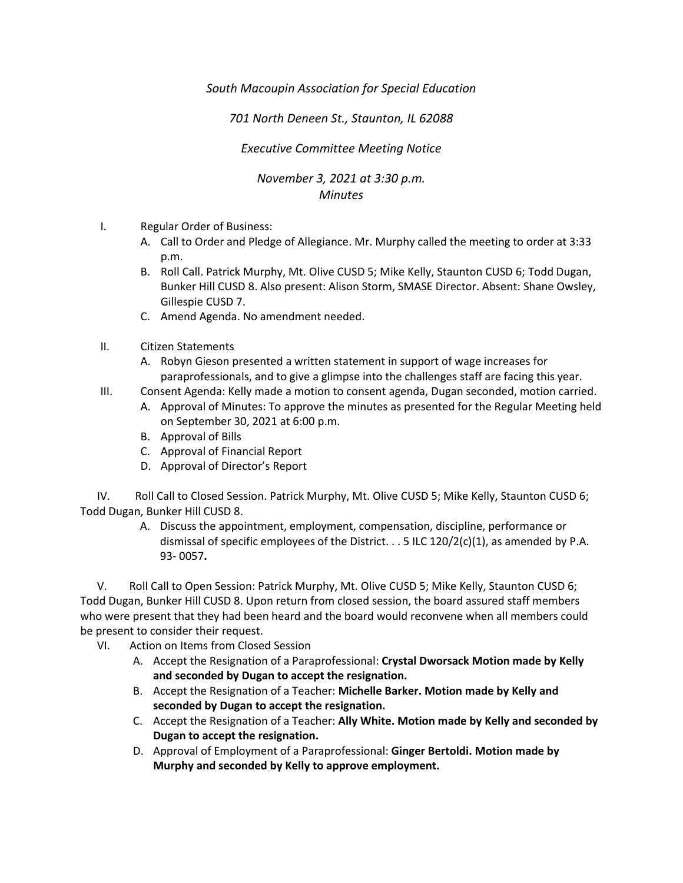*South Macoupin Association for Special Education*

*701 North Deneen St., Staunton, IL 62088*

*Executive Committee Meeting Notice*

*November 3, 2021 at 3:30 p.m.*
*Minutes*

I. Regular Order of Business:
   A. Call to Order and Pledge of Allegiance. Mr. Murphy called the meeting to order at 3:33 p.m.
   B. Roll Call. Patrick Murphy, Mt. Olive CUSD 5; Mike Kelly, Staunton CUSD 6; Todd Dugan, Bunker Hill CUSD 8. Also present: Alison Storm, SMASE Director. Absent: Shane Owsley, Gillespie CUSD 7.
   C. Amend Agenda. No amendment needed.

II. Citizen Statements
   A. Robyn Gieson presented a written statement in support of wage increases for paraprofessionals, and to give a glimpse into the challenges staff are facing this year.

III. Consent Agenda: Kelly made a motion to consent agenda, Dugan seconded, motion carried.
   A. Approval of Minutes: To approve the minutes as presented for the Regular Meeting held on September 30, 2021 at 6:00 p.m.
   B. Approval of Bills
   C. Approval of Financial Report
   D. Approval of Director's Report

IV. Roll Call to Closed Session. Patrick Murphy, Mt. Olive CUSD 5; Mike Kelly, Staunton CUSD 6; Todd Dugan, Bunker Hill CUSD 8.
   A. Discuss the appointment, employment, compensation, discipline, performance or dismissal of specific employees of the District. . . 5 ILC 120/2(c)(1), as amended by P.A. 93- 0057**.**

V. Roll Call to Open Session: Patrick Murphy, Mt. Olive CUSD 5; Mike Kelly, Staunton CUSD 6; Todd Dugan, Bunker Hill CUSD 8. Upon return from closed session, the board assured staff members who were present that they had been heard and the board would reconvene when all members could be present to consider their request.

VI. Action on Items from Closed Session
   A. Accept the Resignation of a Paraprofessional: **Crystal Dworsack Motion made by Kelly and seconded by Dugan to accept the resignation.**
   B. Accept the Resignation of a Teacher: **Michelle Barker. Motion made by Kelly and seconded by Dugan to accept the resignation.**
   C. Accept the Resignation of a Teacher: **Ally White. Motion made by Kelly and seconded by Dugan to accept the resignation.**
   D. Approval of Employment of a Paraprofessional: **Ginger Bertoldi. Motion made by Murphy and seconded by Kelly to approve employment.**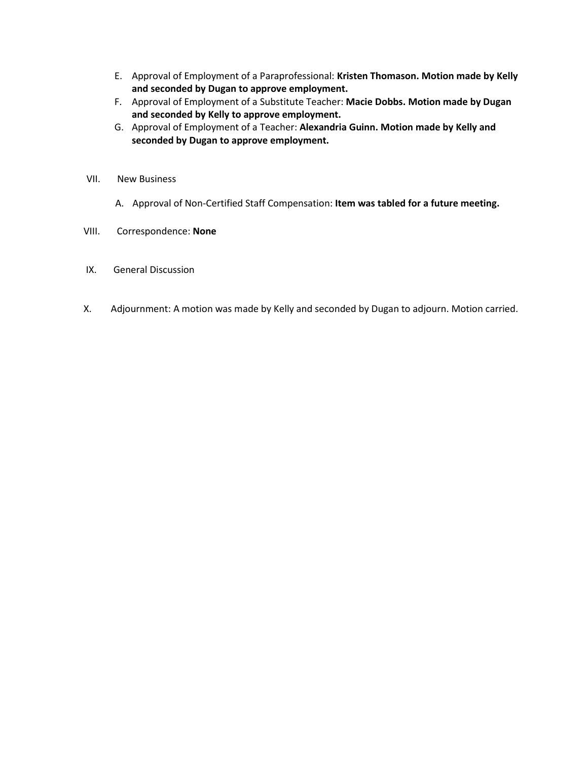E. Approval of Employment of a Paraprofessional: **Kristen Thomason. Motion made by Kelly and seconded by Dugan to approve employment.**

F. Approval of Employment of a Substitute Teacher: **Macie Dobbs. Motion made by Dugan and seconded by Kelly to approve employment.**

G. Approval of Employment of a Teacher: **Alexandria Guinn. Motion made by Kelly and seconded by Dugan to approve employment.**

VII. New Business

A. Approval of Non-Certified Staff Compensation: **Item was tabled for a future meeting.**

VIII. Correspondence: **None**

IX. General Discussion

X. Adjournment: A motion was made by Kelly and seconded by Dugan to adjourn. Motion carried.